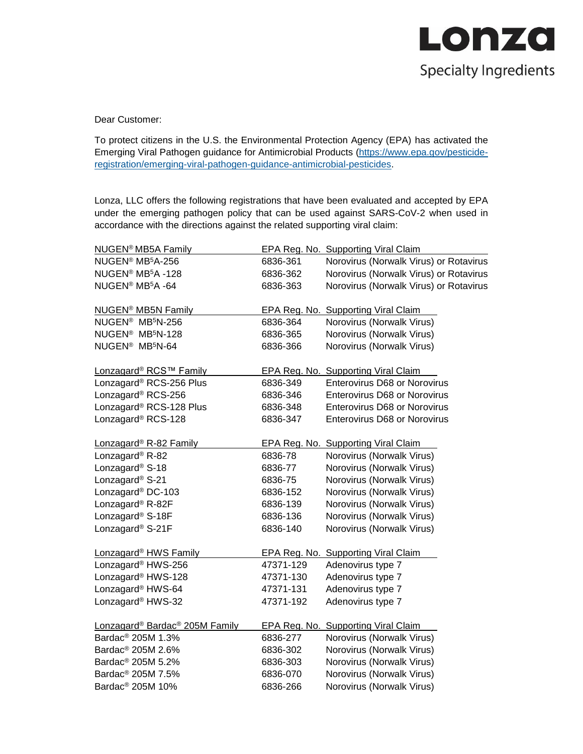Dear Customer:

To protect citizens in the U.S. the Environmental Protection Agency (EPA) has activated the Emerging Viral Pathogen guidance for Antimicrobial Products (https://www.epa.gov/pesticide-registration/emerging-viral-pathogen-guidance-antimicrobial-pesticides.

Lonza, LLC offers the following registrations that have been evaluated and accepted by EPA under the emerging pathogen policy that can be used against SARS-CoV-2 when used in accordance with the directions against the related supporting viral claim:

| NUGEN® MB5A Family | EPA Reg. No. | Supporting Viral Claim |
|---|---|---|
| NUGEN® MB5A-256 | 6836-361 | Norovirus (Norwalk Virus) or Rotavirus |
| NUGEN® MB5A -128 | 6836-362 | Norovirus (Norwalk Virus) or Rotavirus |
| NUGEN® MB5A -64 | 6836-363 | Norovirus (Norwalk Virus) or Rotavirus |

| NUGEN® MB5N Family | EPA Reg. No. | Supporting Viral Claim |
|---|---|---|
| NUGEN® MB5N-256 | 6836-364 | Norovirus (Norwalk Virus) |
| NUGEN® MB5N-128 | 6836-365 | Norovirus (Norwalk Virus) |
| NUGEN® MB5N-64 | 6836-366 | Norovirus (Norwalk Virus) |

| Lonzagard® RCS™ Family | EPA Reg. No. | Supporting Viral Claim |
|---|---|---|
| Lonzagard® RCS-256 Plus | 6836-349 | Enterovirus D68 or Norovirus |
| Lonzagard® RCS-256 | 6836-346 | Enterovirus D68 or Norovirus |
| Lonzagard® RCS-128 Plus | 6836-348 | Enterovirus D68 or Norovirus |
| Lonzagard® RCS-128 | 6836-347 | Enterovirus D68 or Norovirus |

| Lonzagard® R-82 Family | EPA Reg. No. | Supporting Viral Claim |
|---|---|---|
| Lonzagard® R-82 | 6836-78 | Norovirus (Norwalk Virus) |
| Lonzagard® S-18 | 6836-77 | Norovirus (Norwalk Virus) |
| Lonzagard® S-21 | 6836-75 | Norovirus (Norwalk Virus) |
| Lonzagard® DC-103 | 6836-152 | Norovirus (Norwalk Virus) |
| Lonzagard® R-82F | 6836-139 | Norovirus (Norwalk Virus) |
| Lonzagard® S-18F | 6836-136 | Norovirus (Norwalk Virus) |
| Lonzagard® S-21F | 6836-140 | Norovirus (Norwalk Virus) |

| Lonzagard® HWS Family | EPA Reg. No. | Supporting Viral Claim |
|---|---|---|
| Lonzagard® HWS-256 | 47371-129 | Adenovirus type 7 |
| Lonzagard® HWS-128 | 47371-130 | Adenovirus type 7 |
| Lonzagard® HWS-64 | 47371-131 | Adenovirus type 7 |
| Lonzagard® HWS-32 | 47371-192 | Adenovirus type 7 |

| Lonzagard® Bardac® 205M Family | EPA Reg. No. | Supporting Viral Claim |
|---|---|---|
| Bardac® 205M 1.3% | 6836-277 | Norovirus (Norwalk Virus) |
| Bardac® 205M 2.6% | 6836-302 | Norovirus (Norwalk Virus) |
| Bardac® 205M 5.2% | 6836-303 | Norovirus (Norwalk Virus) |
| Bardac® 205M 7.5% | 6836-070 | Norovirus (Norwalk Virus) |
| Bardac® 205M 10% | 6836-266 | Norovirus (Norwalk Virus) |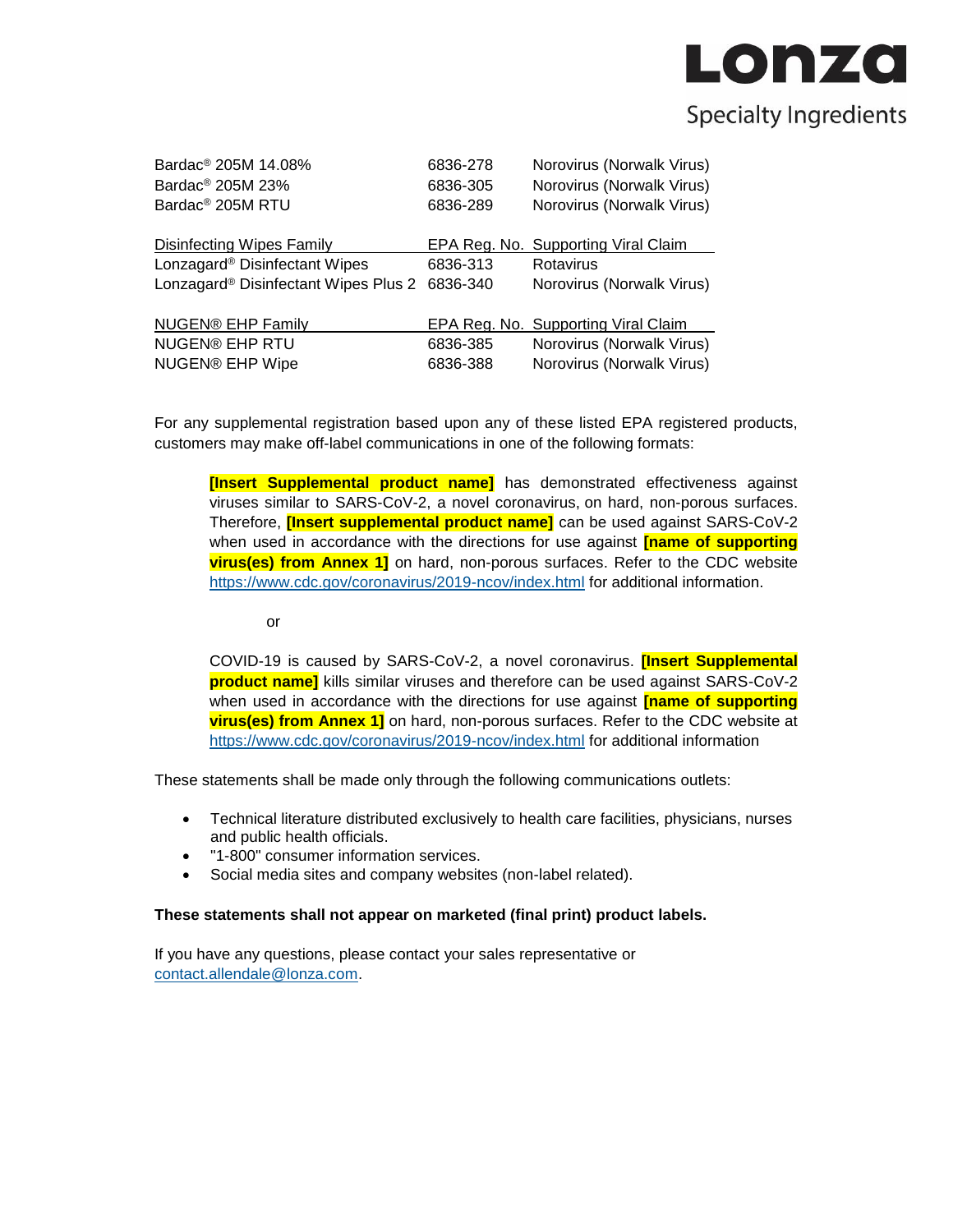| | | |
|---|---|---|
| Bardac® 205M 14.08% | 6836-278 | Norovirus (Norwalk Virus) |
| Bardac® 205M 23% | 6836-305 | Norovirus (Norwalk Virus) |
| Bardac® 205M RTU | 6836-289 | Norovirus (Norwalk Virus) |

| Disinfecting Wipes Family | EPA Reg. No. | Supporting Viral Claim |
|---|---|---|
| Lonzagard® Disinfectant Wipes | 6836-313 | Rotavirus |
| Lonzagard® Disinfectant Wipes Plus 2 | 6836-340 | Norovirus (Norwalk Virus) |

| NUGEN® EHP Family | EPA Reg. No. | Supporting Viral Claim |
|---|---|---|
| NUGEN® EHP RTU | 6836-385 | Norovirus (Norwalk Virus) |
| NUGEN® EHP Wipe | 6836-388 | Norovirus (Norwalk Virus) |

For any supplemental registration based upon any of these listed EPA registered products, customers may make off-label communications in one of the following formats:

> **[Insert Supplemental product name]** has demonstrated effectiveness against viruses similar to SARS-CoV-2, a novel coronavirus, on hard, non-porous surfaces. Therefore, **[Insert supplemental product name]** can be used against SARS-CoV-2 when used in accordance with the directions for use against **[name of supporting virus(es) from Annex 1]** on hard, non-porous surfaces. Refer to the CDC website https://www.cdc.gov/coronavirus/2019-ncov/index.html for additional information.
>
> or
>
> COVID-19 is caused by SARS-CoV-2, a novel coronavirus. **[Insert Supplemental product name]** kills similar viruses and therefore can be used against SARS-CoV-2 when used in accordance with the directions for use against **[name of supporting virus(es) from Annex 1]** on hard, non-porous surfaces. Refer to the CDC website at https://www.cdc.gov/coronavirus/2019-ncov/index.html for additional information

These statements shall be made only through the following communications outlets:

- Technical literature distributed exclusively to health care facilities, physicians, nurses and public health officials.
- "1-800" consumer information services.
- Social media sites and company websites (non-label related).

**These statements shall not appear on marketed (final print) product labels.**

If you have any questions, please contact your sales representative or contact.allendale@lonza.com.